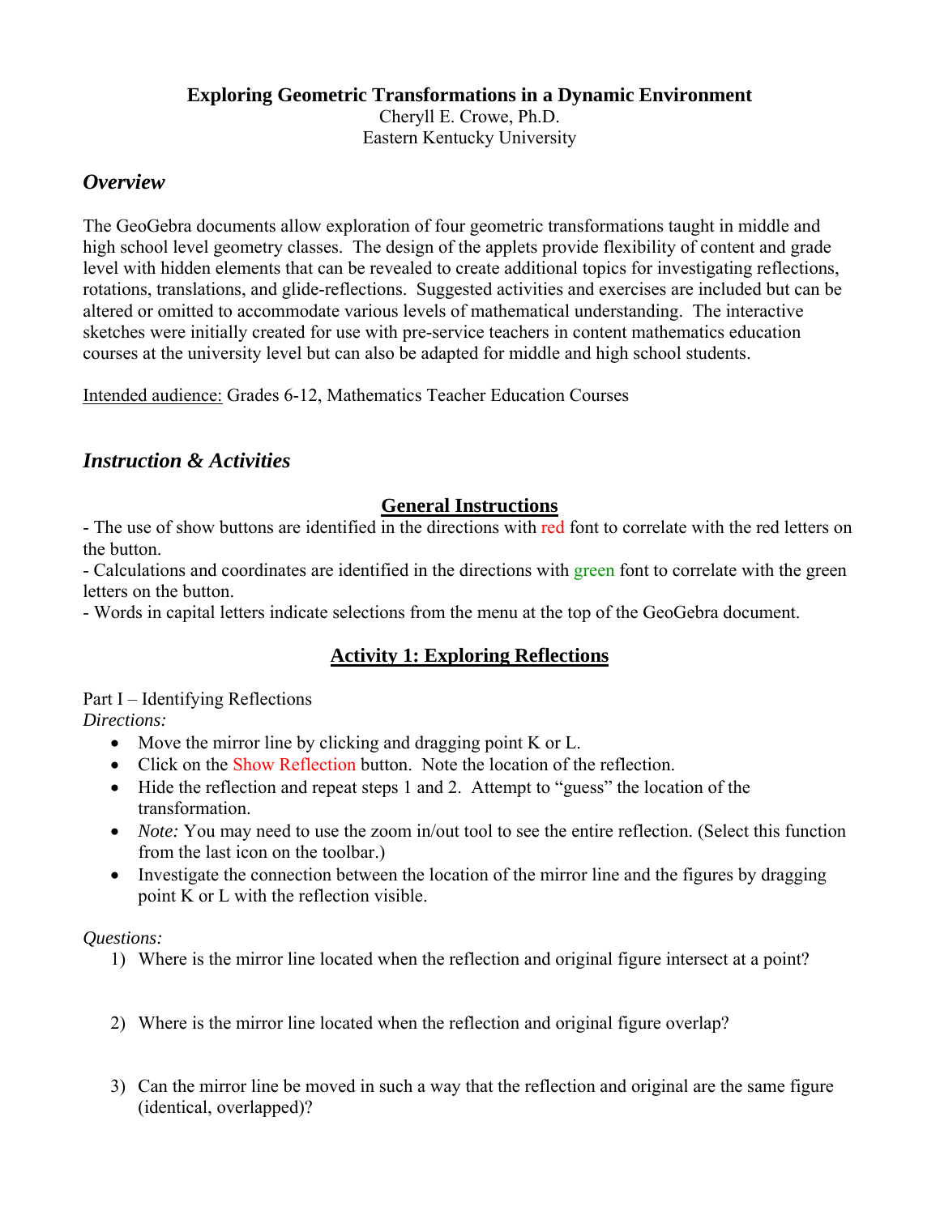# Exploring Geometric Transformations in a Dynamic Environment

Cheryll E. Crowe, Ph.D.
Eastern Kentucky University

## *Overview*

The GeoGebra documents allow exploration of four geometric transformations taught in middle and high school level geometry classes. The design of the applets provide flexibility of content and grade level with hidden elements that can be revealed to create additional topics for investigating reflections, rotations, translations, and glide-reflections. Suggested activities and exercises are included but can be altered or omitted to accommodate various levels of mathematical understanding. The interactive sketches were initially created for use with pre-service teachers in content mathematics education courses at the university level but can also be adapted for middle and high school students.

Intended audience: Grades 6-12, Mathematics Teacher Education Courses

## *Instruction & Activities*

### General Instructions

- The use of show buttons are identified in the directions with red font to correlate with the red letters on the button.
- Calculations and coordinates are identified in the directions with green font to correlate with the green letters on the button.
- Words in capital letters indicate selections from the menu at the top of the GeoGebra document.

### Activity 1: Exploring Reflections

Part I – Identifying Reflections

*Directions:*

- Move the mirror line by clicking and dragging point K or L.
- Click on the Show Reflection button. Note the location of the reflection.
- Hide the reflection and repeat steps 1 and 2. Attempt to "guess" the location of the transformation.
- *Note:* You may need to use the zoom in/out tool to see the entire reflection. (Select this function from the last icon on the toolbar.)
- Investigate the connection between the location of the mirror line and the figures by dragging point K or L with the reflection visible.

*Questions:*

1) Where is the mirror line located when the reflection and original figure intersect at a point?

2) Where is the mirror line located when the reflection and original figure overlap?

3) Can the mirror line be moved in such a way that the reflection and original are the same figure (identical, overlapped)?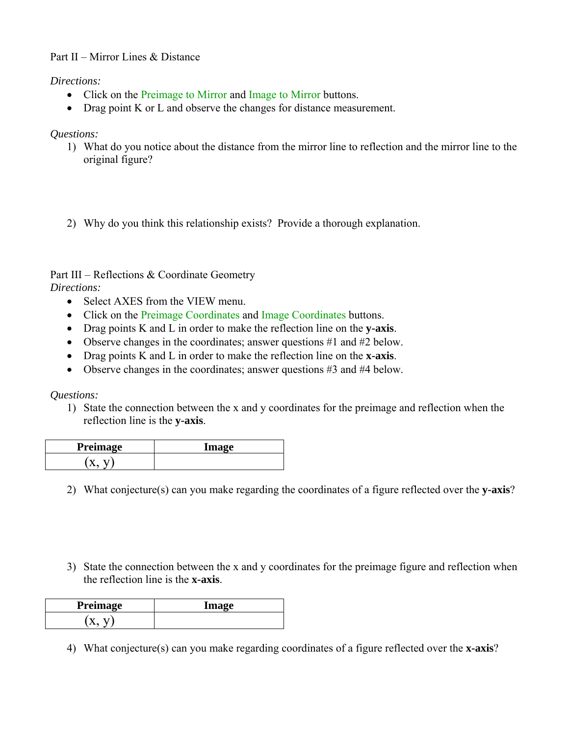Part II – Mirror Lines & Distance

*Directions:*

- Click on the Preimage to Mirror and Image to Mirror buttons.
- Drag point K or L and observe the changes for distance measurement.

*Questions:*

1) What do you notice about the distance from the mirror line to reflection and the mirror line to the original figure?

2) Why do you think this relationship exists? Provide a thorough explanation.

Part III – Reflections & Coordinate Geometry

*Directions:*

- Select AXES from the VIEW menu.
- Click on the Preimage Coordinates and Image Coordinates buttons.
- Drag points K and L in order to make the reflection line on the **y-axis**.
- Observe changes in the coordinates; answer questions #1 and #2 below.
- Drag points K and L in order to make the reflection line on the **x-axis**.
- Observe changes in the coordinates; answer questions #3 and #4 below.

*Questions:*

1) State the connection between the x and y coordinates for the preimage and reflection when the reflection line is the **y-axis**.

| Preimage | Image |
|---|---|
| (x, y) | |

2) What conjecture(s) can you make regarding the coordinates of a figure reflected over the **y-axis**?

3) State the connection between the x and y coordinates for the preimage figure and reflection when the reflection line is the **x-axis**.

| Preimage | Image |
|---|---|
| (x, y) | |

4) What conjecture(s) can you make regarding coordinates of a figure reflected over the **x-axis**?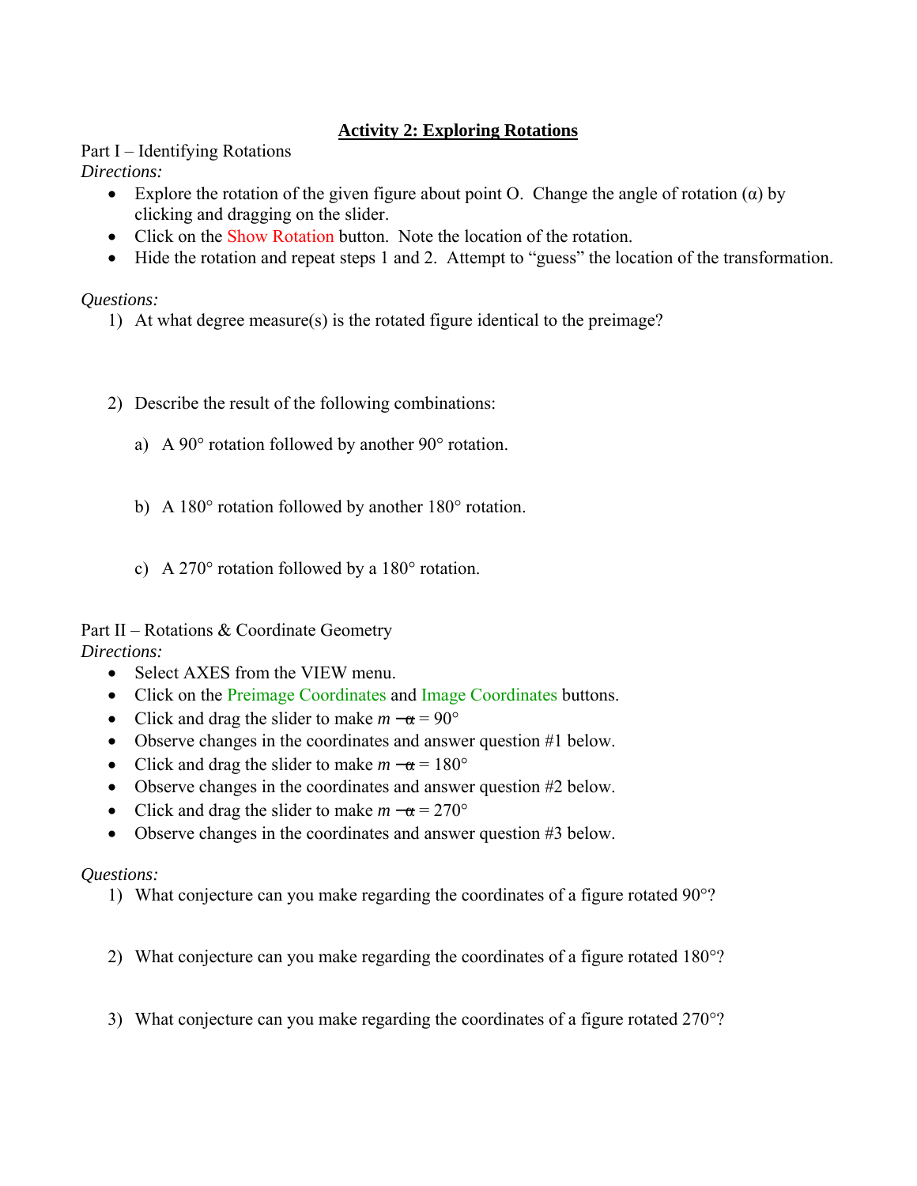## Activity 2: Exploring Rotations

Part I – Identifying Rotations

*Directions:*

- Explore the rotation of the given figure about point O. Change the angle of rotation (α) by clicking and dragging on the slider.
- Click on the Show Rotation button. Note the location of the rotation.
- Hide the rotation and repeat steps 1 and 2. Attempt to "guess" the location of the transformation.

*Questions:*

1) At what degree measure(s) is the rotated figure identical to the preimage?

2) Describe the result of the following combinations:

   a) A 90° rotation followed by another 90° rotation.

   b) A 180° rotation followed by another 180° rotation.

   c) A 270° rotation followed by a 180° rotation.

Part II – Rotations & Coordinate Geometry

*Directions:*

- Select AXES from the VIEW menu.
- Click on the Preimage Coordinates and Image Coordinates buttons.
- Click and drag the slider to make $m\angle\alpha = 90°$
- Observe changes in the coordinates and answer question #1 below.
- Click and drag the slider to make $m\angle\alpha = 180°$
- Observe changes in the coordinates and answer question #2 below.
- Click and drag the slider to make $m\angle\alpha = 270°$
- Observe changes in the coordinates and answer question #3 below.

*Questions:*

1) What conjecture can you make regarding the coordinates of a figure rotated 90°?

2) What conjecture can you make regarding the coordinates of a figure rotated 180°?

3) What conjecture can you make regarding the coordinates of a figure rotated 270°?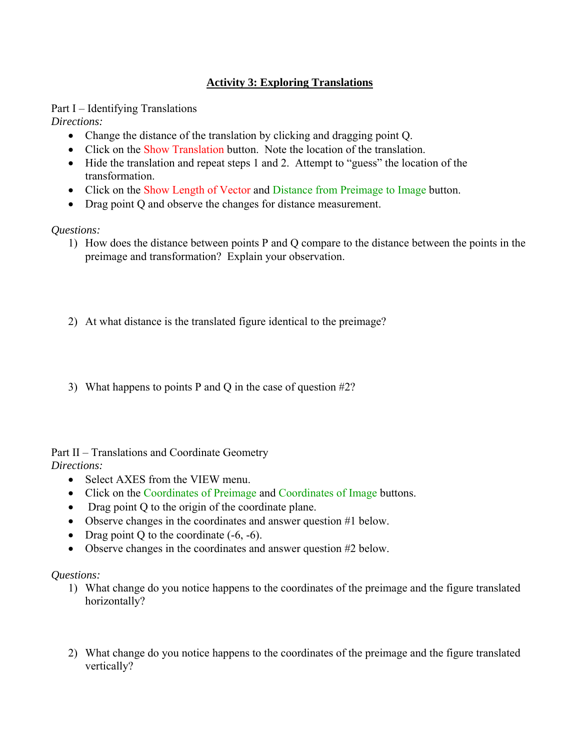# Activity 3: Exploring Translations

Part I – Identifying Translations

*Directions:*

- Change the distance of the translation by clicking and dragging point Q.
- Click on the Show Translation button. Note the location of the translation.
- Hide the translation and repeat steps 1 and 2. Attempt to "guess" the location of the transformation.
- Click on the Show Length of Vector and Distance from Preimage to Image button.
- Drag point Q and observe the changes for distance measurement.

*Questions:*

1) How does the distance between points P and Q compare to the distance between the points in the preimage and transformation? Explain your observation.

2) At what distance is the translated figure identical to the preimage?

3) What happens to points P and Q in the case of question #2?

Part II – Translations and Coordinate Geometry

*Directions:*

- Select AXES from the VIEW menu.
- Click on the Coordinates of Preimage and Coordinates of Image buttons.
- Drag point Q to the origin of the coordinate plane.
- Observe changes in the coordinates and answer question #1 below.
- Drag point Q to the coordinate (-6, -6).
- Observe changes in the coordinates and answer question #2 below.

*Questions:*

1) What change do you notice happens to the coordinates of the preimage and the figure translated horizontally?

2) What change do you notice happens to the coordinates of the preimage and the figure translated vertically?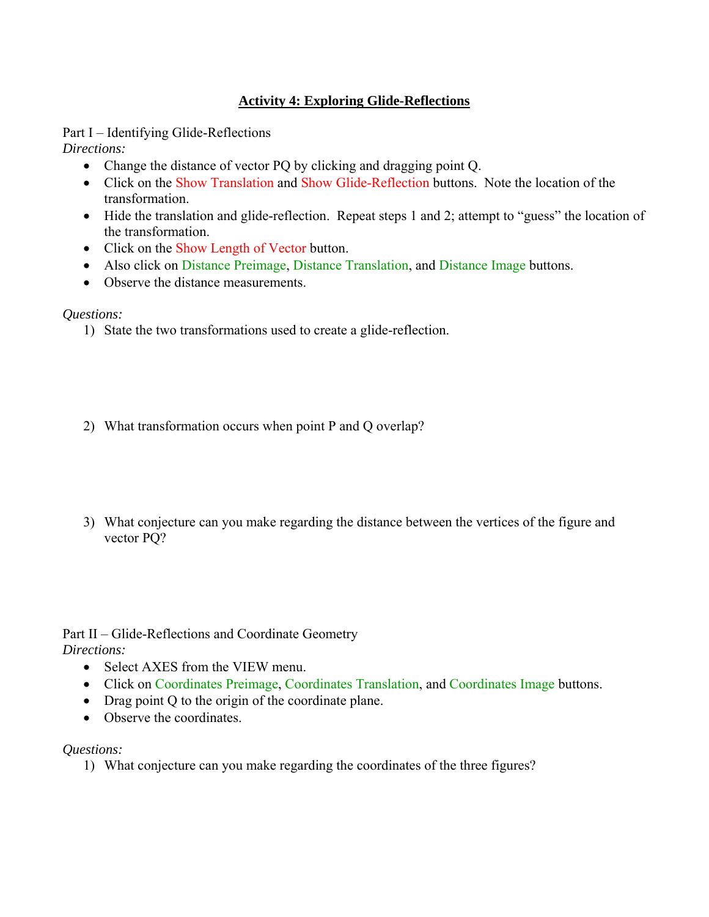# Activity 4: Exploring Glide-Reflections

Part I – Identifying Glide-Reflections

*Directions:*

- Change the distance of vector PQ by clicking and dragging point Q.
- Click on the Show Translation and Show Glide-Reflection buttons. Note the location of the transformation.
- Hide the translation and glide-reflection. Repeat steps 1 and 2; attempt to “guess” the location of the transformation.
- Click on the Show Length of Vector button.
- Also click on Distance Preimage, Distance Translation, and Distance Image buttons.
- Observe the distance measurements.

*Questions:*

1) State the two transformations used to create a glide-reflection.

2) What transformation occurs when point P and Q overlap?

3) What conjecture can you make regarding the distance between the vertices of the figure and vector PQ?

Part II – Glide-Reflections and Coordinate Geometry

*Directions:*

- Select AXES from the VIEW menu.
- Click on Coordinates Preimage, Coordinates Translation, and Coordinates Image buttons.
- Drag point Q to the origin of the coordinate plane.
- Observe the coordinates.

*Questions:*

1) What conjecture can you make regarding the coordinates of the three figures?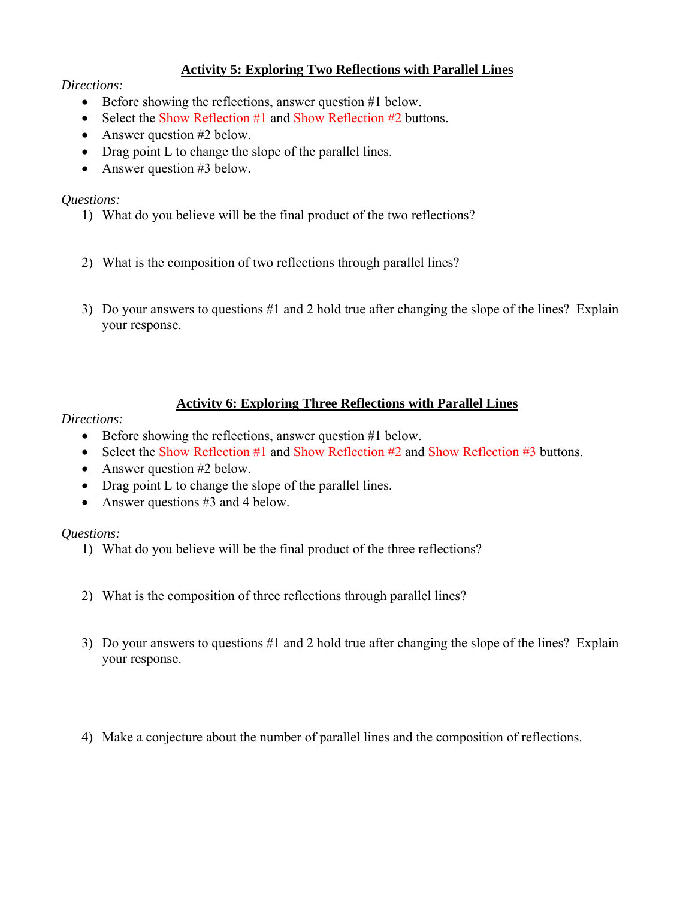## Activity 5: Exploring Two Reflections with Parallel Lines

*Directions:*

- Before showing the reflections, answer question #1 below.
- Select the Show Reflection #1 and Show Reflection #2 buttons.
- Answer question #2 below.
- Drag point L to change the slope of the parallel lines.
- Answer question #3 below.

*Questions:*

1) What do you believe will be the final product of the two reflections?

2) What is the composition of two reflections through parallel lines?

3) Do your answers to questions #1 and 2 hold true after changing the slope of the lines? Explain your response.

## Activity 6: Exploring Three Reflections with Parallel Lines

*Directions:*

- Before showing the reflections, answer question #1 below.
- Select the Show Reflection #1 and Show Reflection #2 and Show Reflection #3 buttons.
- Answer question #2 below.
- Drag point L to change the slope of the parallel lines.
- Answer questions #3 and 4 below.

*Questions:*

1) What do you believe will be the final product of the three reflections?

2) What is the composition of three reflections through parallel lines?

3) Do your answers to questions #1 and 2 hold true after changing the slope of the lines? Explain your response.

4) Make a conjecture about the number of parallel lines and the composition of reflections.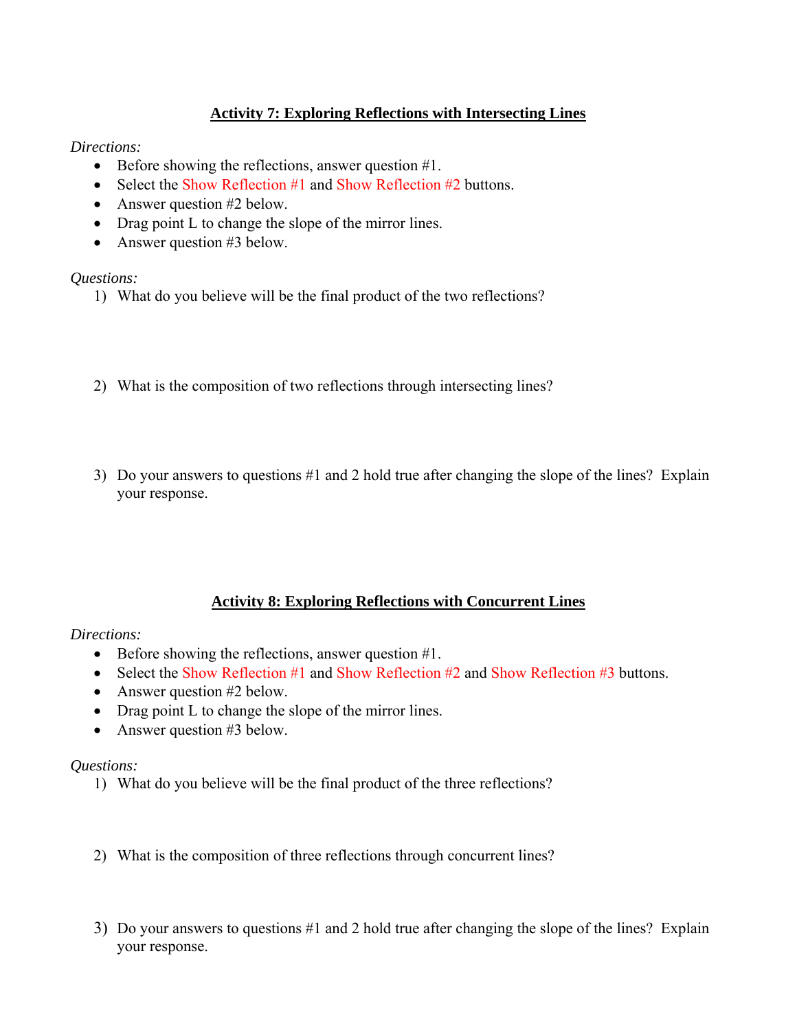## Activity 7: Exploring Reflections with Intersecting Lines

*Directions:*

- Before showing the reflections, answer question #1.
- Select the Show Reflection #1 and Show Reflection #2 buttons.
- Answer question #2 below.
- Drag point L to change the slope of the mirror lines.
- Answer question #3 below.

*Questions:*

1) What do you believe will be the final product of the two reflections?

2) What is the composition of two reflections through intersecting lines?

3) Do your answers to questions #1 and 2 hold true after changing the slope of the lines? Explain your response.

## Activity 8: Exploring Reflections with Concurrent Lines

*Directions:*

- Before showing the reflections, answer question #1.
- Select the Show Reflection #1 and Show Reflection #2 and Show Reflection #3 buttons.
- Answer question #2 below.
- Drag point L to change the slope of the mirror lines.
- Answer question #3 below.

*Questions:*

1) What do you believe will be the final product of the three reflections?

2) What is the composition of three reflections through concurrent lines?

3) Do your answers to questions #1 and 2 hold true after changing the slope of the lines? Explain your response.